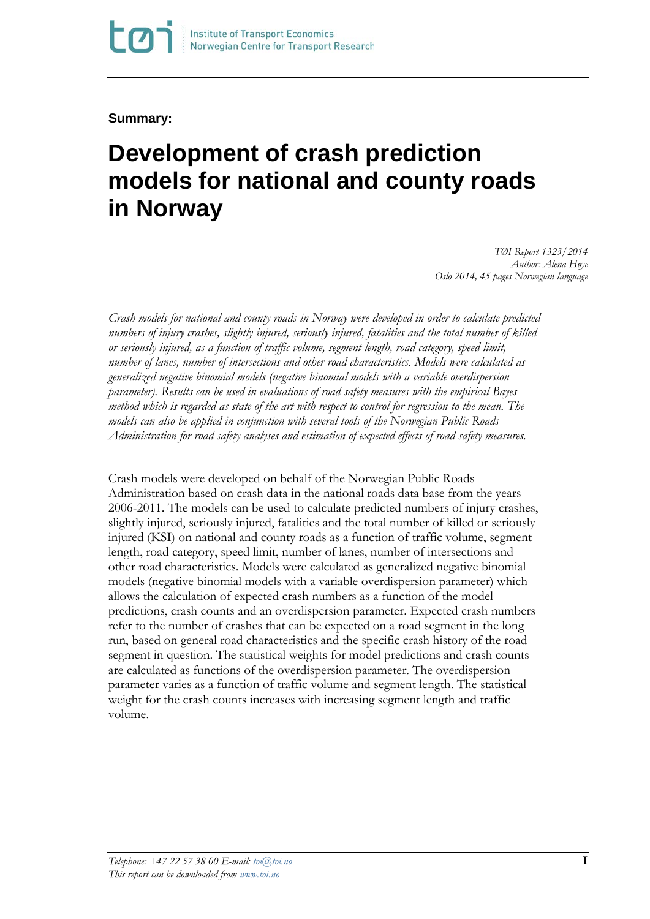**Summary:**

# Development of crash prediction models for national and county roads in Norway

*TØI Report 1323/2014*
*Author: Alena Høye*
*Oslo 2014, 45 pages Norwegian language*

*Crash models for national and county roads in Norway were developed in order to calculate predicted numbers of injury crashes, slightly injured, seriously injured, fatalities and the total number of killed or seriously injured, as a function of traffic volume, segment length, road category, speed limit, number of lanes, number of intersections and other road characteristics. Models were calculated as generalized negative binomial models (negative binomial models with a variable overdispersion parameter). Results can be used in evaluations of road safety measures with the empirical Bayes method which is regarded as state of the art with respect to control for regression to the mean. The models can also be applied in conjunction with several tools of the Norwegian Public Roads Administration for road safety analyses and estimation of expected effects of road safety measures.*

Crash models were developed on behalf of the Norwegian Public Roads Administration based on crash data in the national roads data base from the years 2006-2011. The models can be used to calculate predicted numbers of injury crashes, slightly injured, seriously injured, fatalities and the total number of killed or seriously injured (KSI) on national and county roads as a function of traffic volume, segment length, road category, speed limit, number of intersections and other road characteristics. Models were calculated as generalized negative binomial models (negative binomial models with a variable overdispersion parameter) which allows the calculation of expected crash numbers as a function of the model predictions, crash counts and an overdispersion parameter. Expected crash numbers refer to the number of crashes that can be expected on a road segment in the long run, based on general road characteristics and the specific crash history of the road segment in question. The statistical weights for model predictions and crash counts are calculated as functions of the overdispersion parameter. The overdispersion parameter varies as a function of traffic volume and segment length. The statistical weight for the crash counts increases with increasing segment length and traffic volume.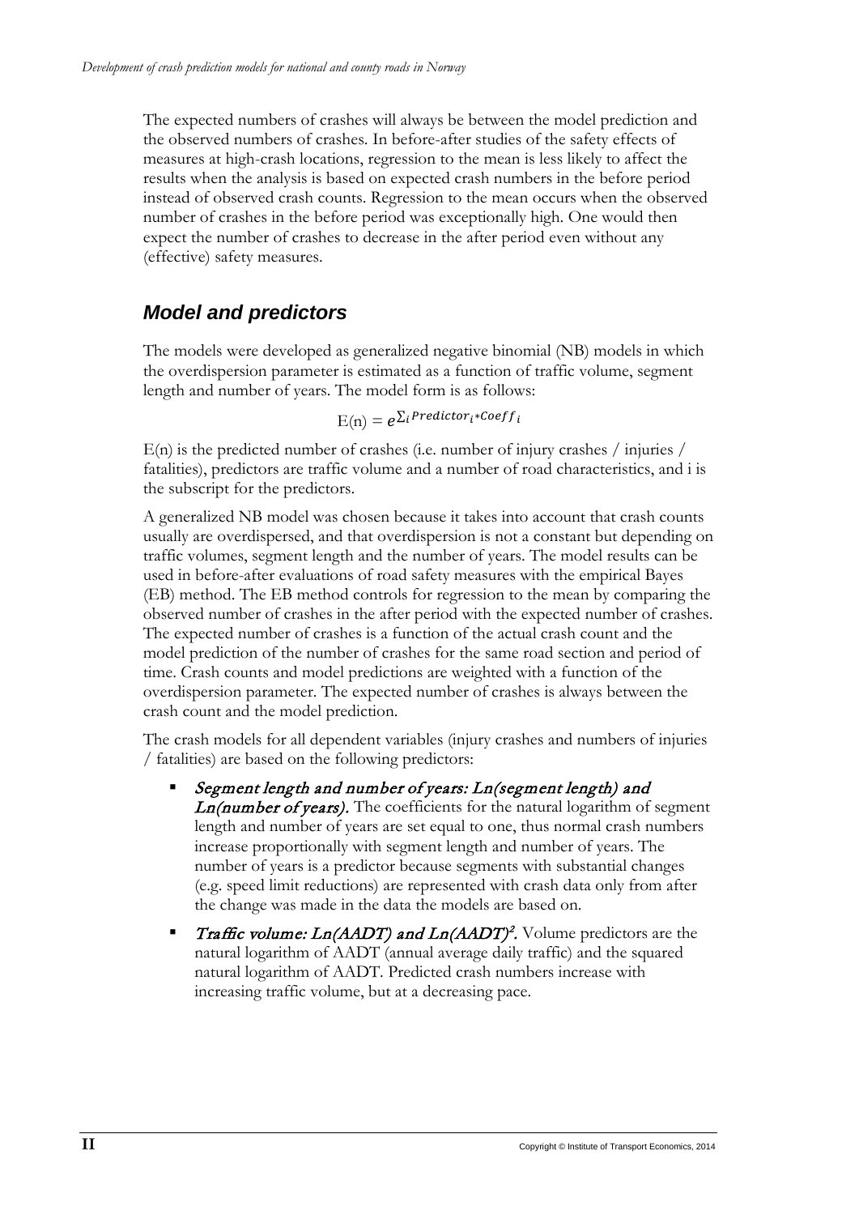The expected numbers of crashes will always be between the model prediction and the observed numbers of crashes. In before-after studies of the safety effects of measures at high-crash locations, regression to the mean is less likely to affect the results when the analysis is based on expected crash numbers in the before period instead of observed crash counts. Regression to the mean occurs when the observed number of crashes in the before period was exceptionally high. One would then expect the number of crashes to decrease in the after period even without any (effective) safety measures.

## *Model and predictors*

The models were developed as generalized negative binomial (NB) models in which the overdispersion parameter is estimated as a function of traffic volume, segment length and number of years. The model form is as follows:

$$\mathrm{E(n)} = e^{\sum_i Predictor_i * Coeff_i}$$

E(n) is the predicted number of crashes (i.e. number of injury crashes / injuries / fatalities), predictors are traffic volume and a number of road characteristics, and i is the subscript for the predictors.

A generalized NB model was chosen because it takes into account that crash counts usually are overdispersed, and that overdispersion is not a constant but depending on traffic volumes, segment length and the number of years. The model results can be used in before-after evaluations of road safety measures with the empirical Bayes (EB) method. The EB method controls for regression to the mean by comparing the observed number of crashes in the after period with the expected number of crashes. The expected number of crashes is a function of the actual crash count and the model prediction of the number of crashes for the same road section and period of time. Crash counts and model predictions are weighted with a function of the overdispersion parameter. The expected number of crashes is always between the crash count and the model prediction.

The crash models for all dependent variables (injury crashes and numbers of injuries / fatalities) are based on the following predictors:

- *Segment length and number of years: Ln(segment length) and Ln(number of years).* The coefficients for the natural logarithm of segment length and number of years are set equal to one, thus normal crash numbers increase proportionally with segment length and number of years. The number of years is a predictor because segments with substantial changes (e.g. speed limit reductions) are represented with crash data only from after the change was made in the data the models are based on.
- *Traffic volume: Ln(AADT) and Ln(AADT)$^2$.* Volume predictors are the natural logarithm of AADT (annual average daily traffic) and the squared natural logarithm of AADT. Predicted crash numbers increase with increasing traffic volume, but at a decreasing pace.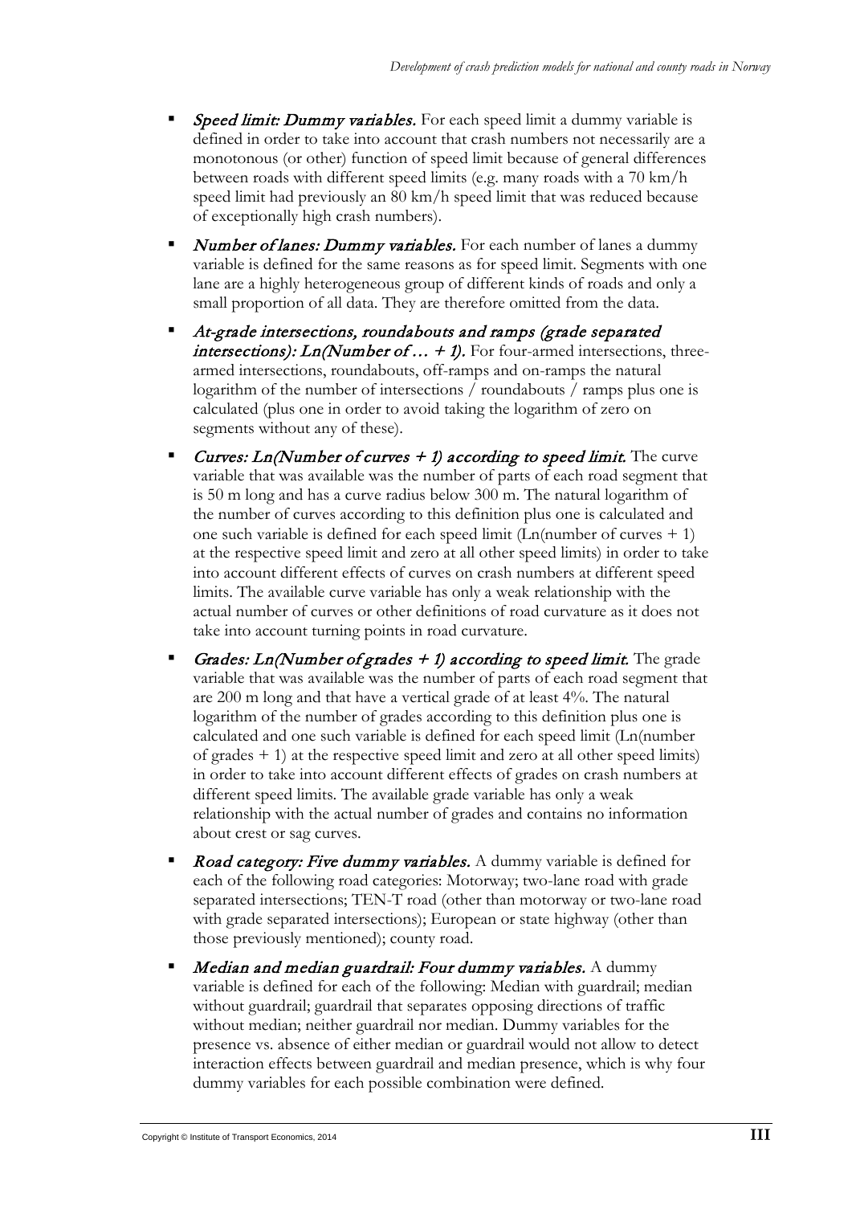- *Speed limit: Dummy variables.* For each speed limit a dummy variable is defined in order to take into account that crash numbers not necessarily are a monotonous (or other) function of speed limit because of general differences between roads with different speed limits (e.g. many roads with a 70 km/h speed limit had previously an 80 km/h speed limit that was reduced because of exceptionally high crash numbers).
- *Number of lanes: Dummy variables.* For each number of lanes a dummy variable is defined for the same reasons as for speed limit. Segments with one lane are a highly heterogeneous group of different kinds of roads and only a small proportion of all data. They are therefore omitted from the data.
- *At-grade intersections, roundabouts and ramps (grade separated intersections): Ln(Number of … + 1).* For four-armed intersections, three-armed intersections, roundabouts, off-ramps and on-ramps the natural logarithm of the number of intersections / roundabouts / ramps plus one is calculated (plus one in order to avoid taking the logarithm of zero on segments without any of these).
- *Curves: Ln(Number of curves + 1) according to speed limit.* The curve variable that was available was the number of parts of each road segment that is 50 m long and has a curve radius below 300 m. The natural logarithm of the number of curves according to this definition plus one is calculated and one such variable is defined for each speed limit (Ln(number of curves + 1) at the respective speed limit and zero at all other speed limits) in order to take into account different effects of curves on crash numbers at different speed limits. The available curve variable has only a weak relationship with the actual number of curves or other definitions of road curvature as it does not take into account turning points in road curvature.
- *Grades: Ln(Number of grades + 1) according to speed limit.* The grade variable that was available was the number of parts of each road segment that are 200 m long and that have a vertical grade of at least 4%. The natural logarithm of the number of grades according to this definition plus one is calculated and one such variable is defined for each speed limit (Ln(number of grades + 1) at the respective speed limit and zero at all other speed limits) in order to take into account different effects of grades on crash numbers at different speed limits. The available grade variable has only a weak relationship with the actual number of grades and contains no information about crest or sag curves.
- *Road category: Five dummy variables.* A dummy variable is defined for each of the following road categories: Motorway; two-lane road with grade separated intersections; TEN-T road (other than motorway or two-lane road with grade separated intersections); European or state highway (other than those previously mentioned); county road.
- *Median and median guardrail: Four dummy variables.* A dummy variable is defined for each of the following: Median with guardrail; median without guardrail; guardrail that separates opposing directions of traffic without median; neither guardrail nor median. Dummy variables for the presence vs. absence of either median or guardrail would not allow to detect interaction effects between guardrail and median presence, which is why four dummy variables for each possible combination were defined.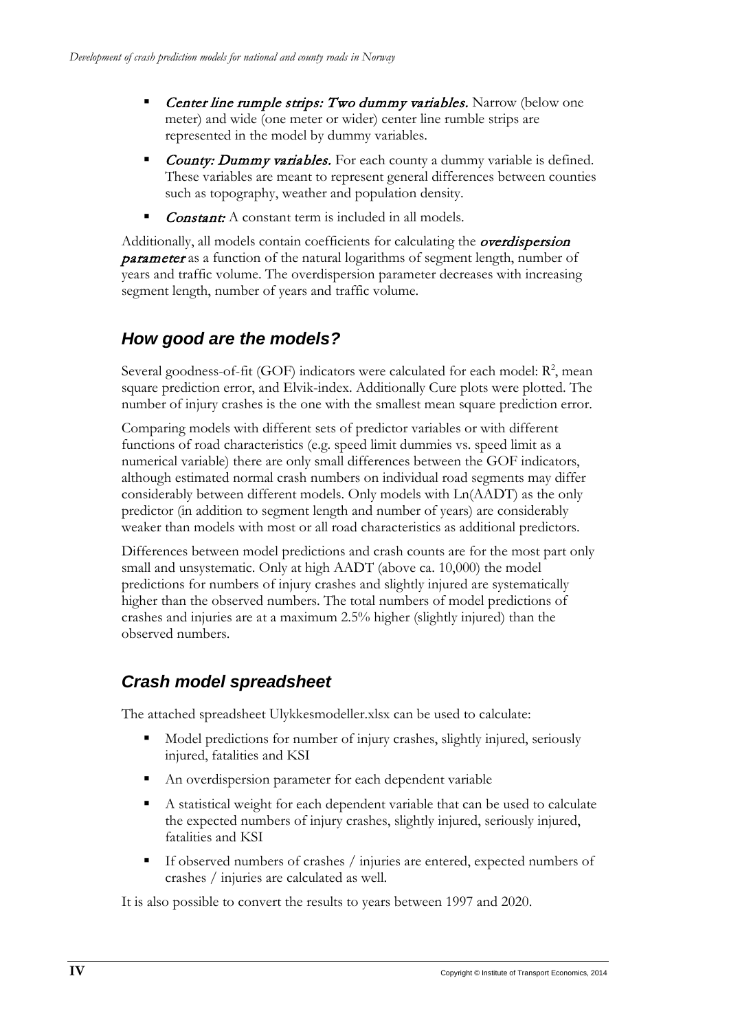- *Center line rumple strips: Two dummy variables.* Narrow (below one meter) and wide (one meter or wider) center line rumble strips are represented in the model by dummy variables.
- *County: Dummy variables.* For each county a dummy variable is defined. These variables are meant to represent general differences between counties such as topography, weather and population density.
- *Constant:* A constant term is included in all models.

Additionally, all models contain coefficients for calculating the *overdispersion parameter* as a function of the natural logarithms of segment length, number of years and traffic volume. The overdispersion parameter decreases with increasing segment length, number of years and traffic volume.

## How good are the models?

Several goodness-of-fit (GOF) indicators were calculated for each model: $R^2$, mean square prediction error, and Elvik-index. Additionally Cure plots were plotted. The number of injury crashes is the one with the smallest mean square prediction error.

Comparing models with different sets of predictor variables or with different functions of road characteristics (e.g. speed limit dummies vs. speed limit as a numerical variable) there are only small differences between the GOF indicators, although estimated normal crash numbers on individual road segments may differ considerably between different models. Only models with Ln(AADT) as the only predictor (in addition to segment length and number of years) are considerably weaker than models with most or all road characteristics as additional predictors.

Differences between model predictions and crash counts are for the most part only small and unsystematic. Only at high AADT (above ca. 10,000) the model predictions for numbers of injury crashes and slightly injured are systematically higher than the observed numbers. The total numbers of model predictions of crashes and injuries are at a maximum 2.5% higher (slightly injured) than the observed numbers.

## Crash model spreadsheet

The attached spreadsheet Ulykkesmodeller.xlsx can be used to calculate:

- Model predictions for number of injury crashes, slightly injured, seriously injured, fatalities and KSI
- An overdispersion parameter for each dependent variable
- A statistical weight for each dependent variable that can be used to calculate the expected numbers of injury crashes, slightly injured, seriously injured, fatalities and KSI
- If observed numbers of crashes / injuries are entered, expected numbers of crashes / injuries are calculated as well.

It is also possible to convert the results to years between 1997 and 2020.